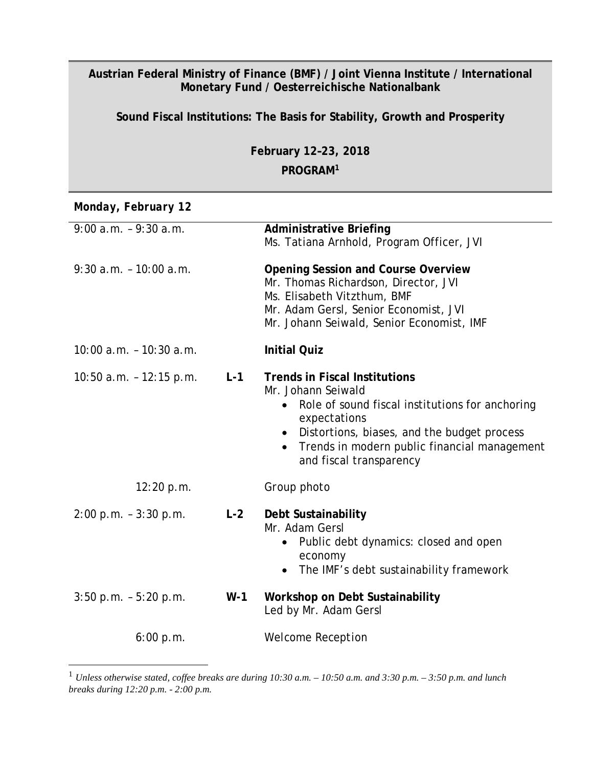**Austrian Federal Ministry of Finance (BMF) / Joint Vienna Institute / International Monetary Fund / Oesterreichische Nationalbank**

**Sound Fiscal Institutions: The Basis for Stability, Growth and Prosperity**

**February 12–23, 2018**

**PROGRAM[1]**

***Monday, February 12***

| Time | | Session |
|---|---|---|
| 9:00 a.m. – 9:30 a.m. | | **Administrative Briefing**<br>Ms. Tatiana Arnhold, Program Officer, JVI |
| 9:30 a.m. – 10:00 a.m. | | **Opening Session and Course Overview**<br>Mr. Thomas Richardson, Director, JVI<br>Ms. Elisabeth Vitzthum, BMF<br>Mr. Adam Gersl, Senior Economist, JVI<br>Mr. Johann Seiwald, Senior Economist, IMF |
| 10:00 a.m. – 10:30 a.m. | | **Initial Quiz** |
| 10:50 a.m. – 12:15 p.m. | **L-1** | **Trends in Fiscal Institutions**<br>Mr. Johann Seiwald<br>• Role of sound fiscal institutions for anchoring expectations<br>• Distortions, biases, and the budget process<br>• Trends in modern public financial management and fiscal transparency |
| 12:20 p.m. | | Group photo |
| 2:00 p.m. – 3:30 p.m. | **L-2** | **Debt Sustainability**<br>Mr. Adam Gersl<br>• Public debt dynamics: closed and open economy<br>• The IMF's debt sustainability framework |
| 3:50 p.m. – 5:20 p.m. | **W-1** | **Workshop on Debt Sustainability**<br>Led by Mr. Adam Gersl |
| 6:00 p.m. | | Welcome Reception |

[1] *Unless otherwise stated, coffee breaks are during 10:30 a.m. – 10:50 a.m. and 3:30 p.m. – 3:50 p.m. and lunch breaks during 12:20 p.m. - 2:00 p.m.*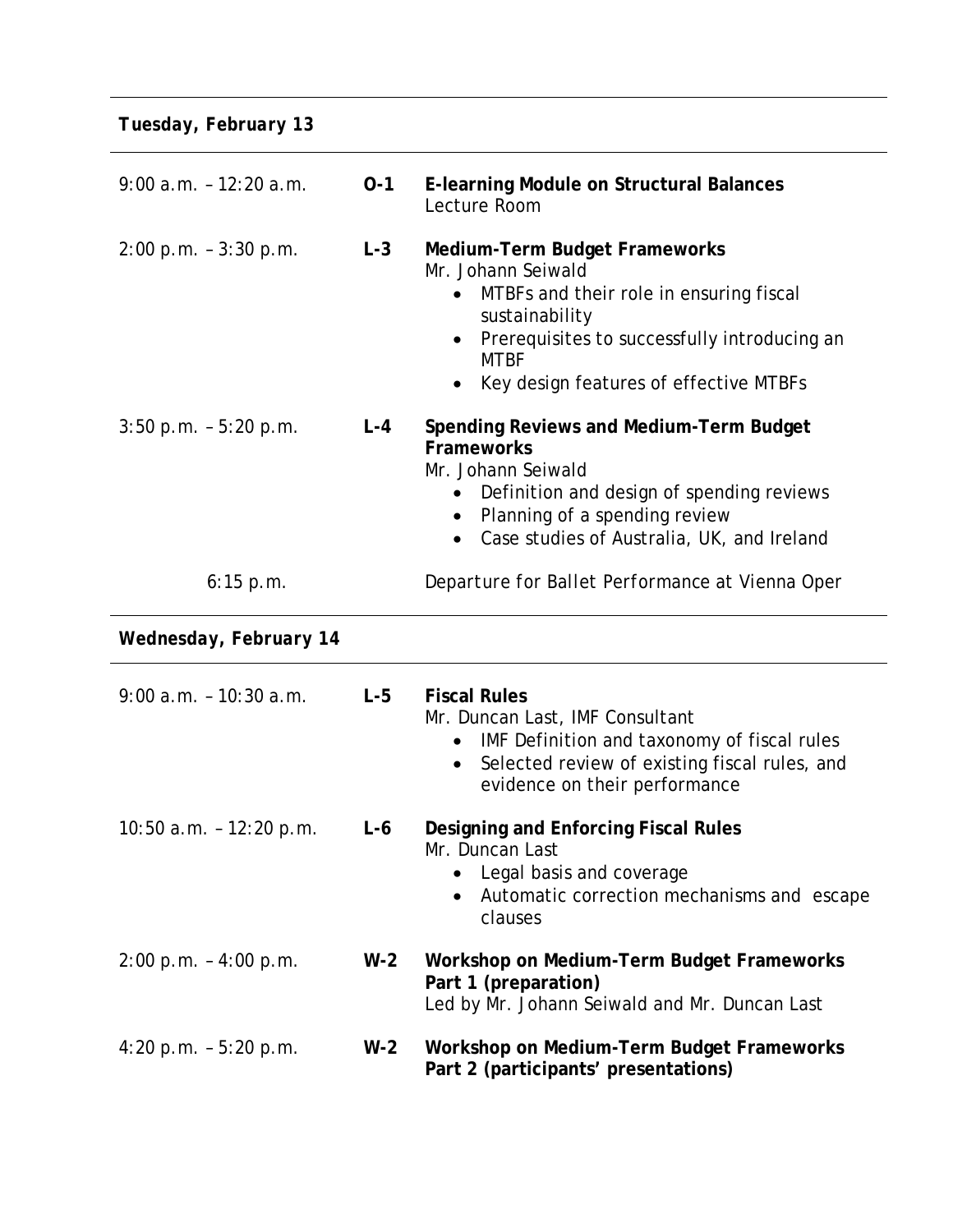### *Tuesday, February 13*

| | | |
|---|---|---|
| 9:00 a.m. – 12:20 a.m. | **O-1** | **E-learning Module on Structural Balances**<br>Lecture Room |
| 2:00 p.m. – 3:30 p.m. | **L-3** | **Medium-Term Budget Frameworks**<br>Mr. Johann Seiwald<br>• MTBFs and their role in ensuring fiscal sustainability<br>• Prerequisites to successfully introducing an MTBF<br>• Key design features of effective MTBFs |
| 3:50 p.m. – 5:20 p.m. | **L-4** | **Spending Reviews and Medium-Term Budget Frameworks**<br>Mr. Johann Seiwald<br>• Definition and design of spending reviews<br>• Planning of a spending review<br>• Case studies of Australia, UK, and Ireland |
| 6:15 p.m. | | *Departure for Ballet Performance at Vienna Oper* |

### *Wednesday, February 14*

| | | |
|---|---|---|
| 9:00 a.m. – 10:30 a.m. | **L-5** | **Fiscal Rules**<br>Mr. Duncan Last, IMF Consultant<br>• IMF Definition and taxonomy of fiscal rules<br>• Selected review of existing fiscal rules, and evidence on their performance |
| 10:50 a.m. – 12:20 p.m. | **L-6** | **Designing and Enforcing Fiscal Rules**<br>Mr. Duncan Last<br>• Legal basis and coverage<br>• Automatic correction mechanisms and escape clauses |
| 2:00 p.m. – 4:00 p.m. | **W-2** | **Workshop on Medium-Term Budget Frameworks Part 1 (preparation)**<br>Led by Mr. Johann Seiwald and Mr. Duncan Last |
| 4:20 p.m. – 5:20 p.m. | **W-2** | **Workshop on Medium-Term Budget Frameworks Part 2 (participants' presentations)** |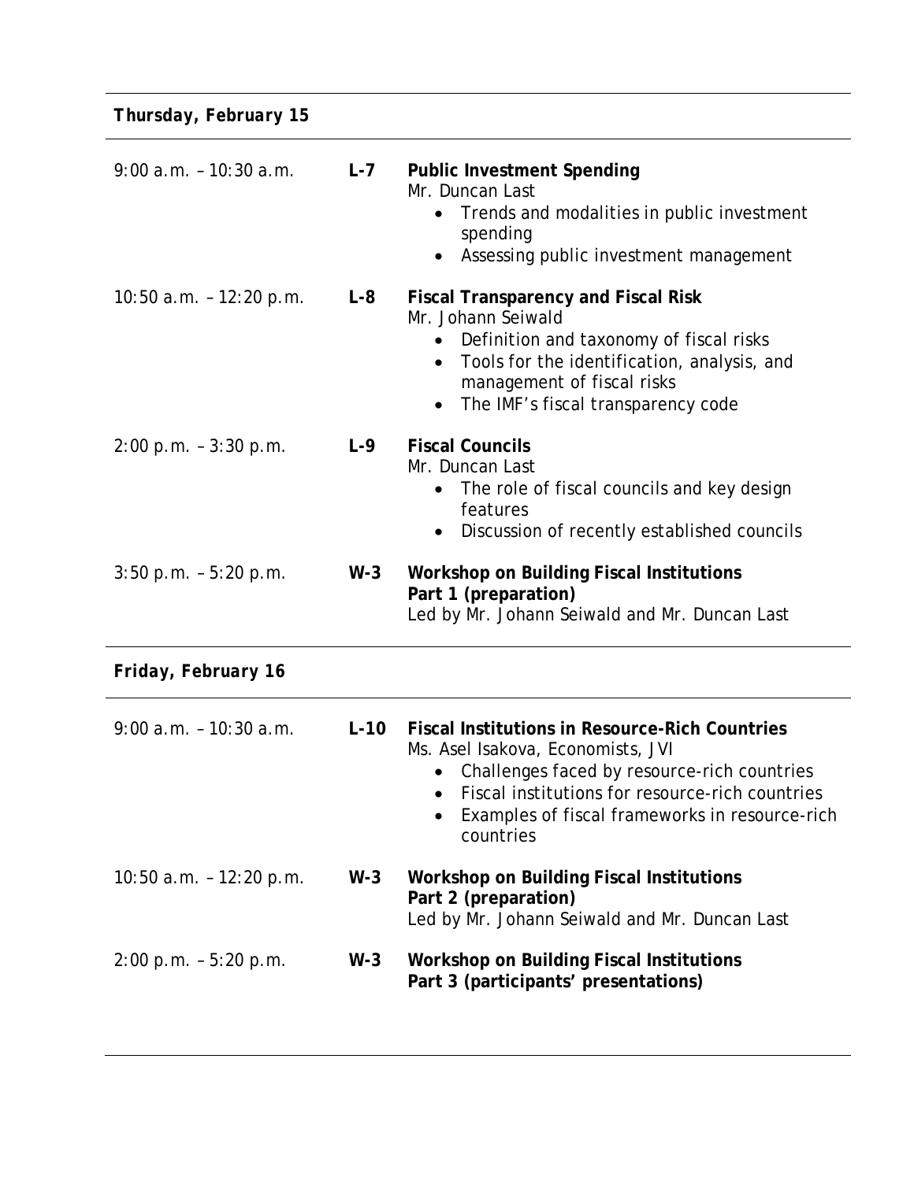***Thursday, February 15***

| | | |
|---|---|---|
| 9:00 a.m. – 10:30 a.m. | **L-7** | **Public Investment Spending**<br>Mr. Duncan Last<br>• Trends and modalities in public investment spending<br>• Assessing public investment management |
| 10:50 a.m. – 12:20 p.m. | **L-8** | **Fiscal Transparency and Fiscal Risk**<br>Mr. Johann Seiwald<br>• Definition and taxonomy of fiscal risks<br>• Tools for the identification, analysis, and management of fiscal risks<br>• The IMF's fiscal transparency code |
| 2:00 p.m. – 3:30 p.m. | **L-9** | **Fiscal Councils**<br>Mr. Duncan Last<br>• The role of fiscal councils and key design features<br>• Discussion of recently established councils |
| 3:50 p.m. – 5:20 p.m. | **W-3** | **Workshop on Building Fiscal Institutions**<br>**Part 1 (preparation)**<br>Led by Mr. Johann Seiwald and Mr. Duncan Last |

***Friday, February 16***

| | | |
|---|---|---|
| 9:00 a.m. – 10:30 a.m. | **L-10** | **Fiscal Institutions in Resource-Rich Countries**<br>Ms. Asel Isakova, Economists, JVI<br>• Challenges faced by resource-rich countries<br>• Fiscal institutions for resource-rich countries<br>• Examples of fiscal frameworks in resource-rich countries |
| 10:50 a.m. – 12:20 p.m. | **W-3** | **Workshop on Building Fiscal Institutions**<br>**Part 2 (preparation)**<br>Led by Mr. Johann Seiwald and Mr. Duncan Last |
| 2:00 p.m. – 5:20 p.m. | **W-3** | **Workshop on Building Fiscal Institutions**<br>**Part 3 (participants' presentations)** |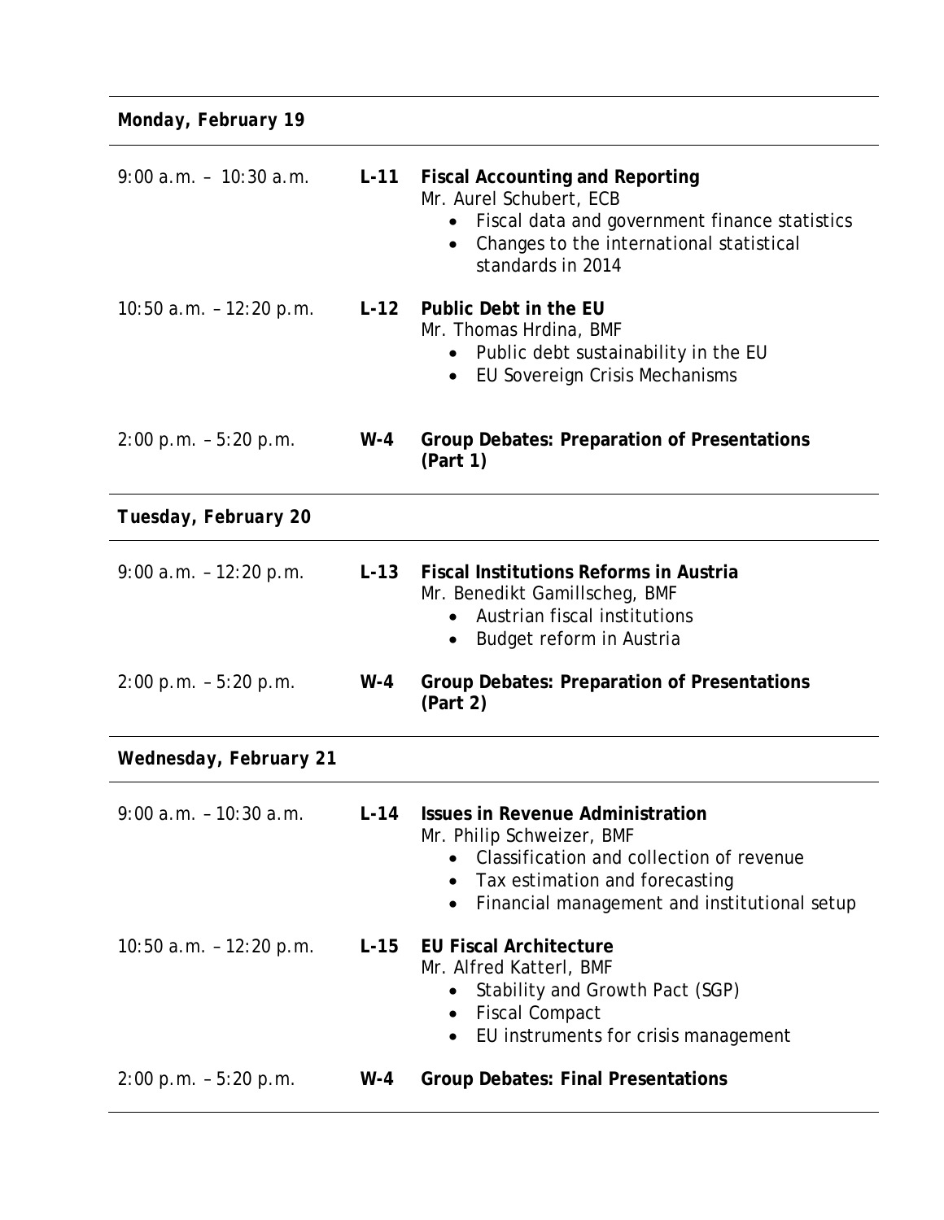***Monday, February 19***

| | | |
|---|---|---|
| 9:00 a.m. – 10:30 a.m. | **L-11** | **Fiscal Accounting and Reporting**<br>Mr. Aurel Schubert, ECB<br>• Fiscal data and government finance statistics<br>• Changes to the international statistical standards in 2014 |
| 10:50 a.m. – 12:20 p.m. | **L-12** | **Public Debt in the EU**<br>Mr. Thomas Hrdina, BMF<br>• Public debt sustainability in the EU<br>• EU Sovereign Crisis Mechanisms |
| 2:00 p.m. – 5:20 p.m. | **W-4** | **Group Debates: Preparation of Presentations (Part 1)** |

***Tuesday, February 20***

| | | |
|---|---|---|
| 9:00 a.m. – 12:20 p.m. | **L-13** | **Fiscal Institutions Reforms in Austria**<br>Mr. Benedikt Gamillscheg, BMF<br>• Austrian fiscal institutions<br>• Budget reform in Austria |
| 2:00 p.m. – 5:20 p.m. | **W-4** | **Group Debates: Preparation of Presentations (Part 2)** |

***Wednesday, February 21***

| | | |
|---|---|---|
| 9:00 a.m. – 10:30 a.m. | **L-14** | **Issues in Revenue Administration**<br>Mr. Philip Schweizer, BMF<br>• Classification and collection of revenue<br>• Tax estimation and forecasting<br>• Financial management and institutional setup |
| 10:50 a.m. – 12:20 p.m. | **L-15** | **EU Fiscal Architecture**<br>Mr. Alfred Katterl, BMF<br>• Stability and Growth Pact (SGP)<br>• Fiscal Compact<br>• EU instruments for crisis management |
| 2:00 p.m. – 5:20 p.m. | **W-4** | **Group Debates: Final Presentations** |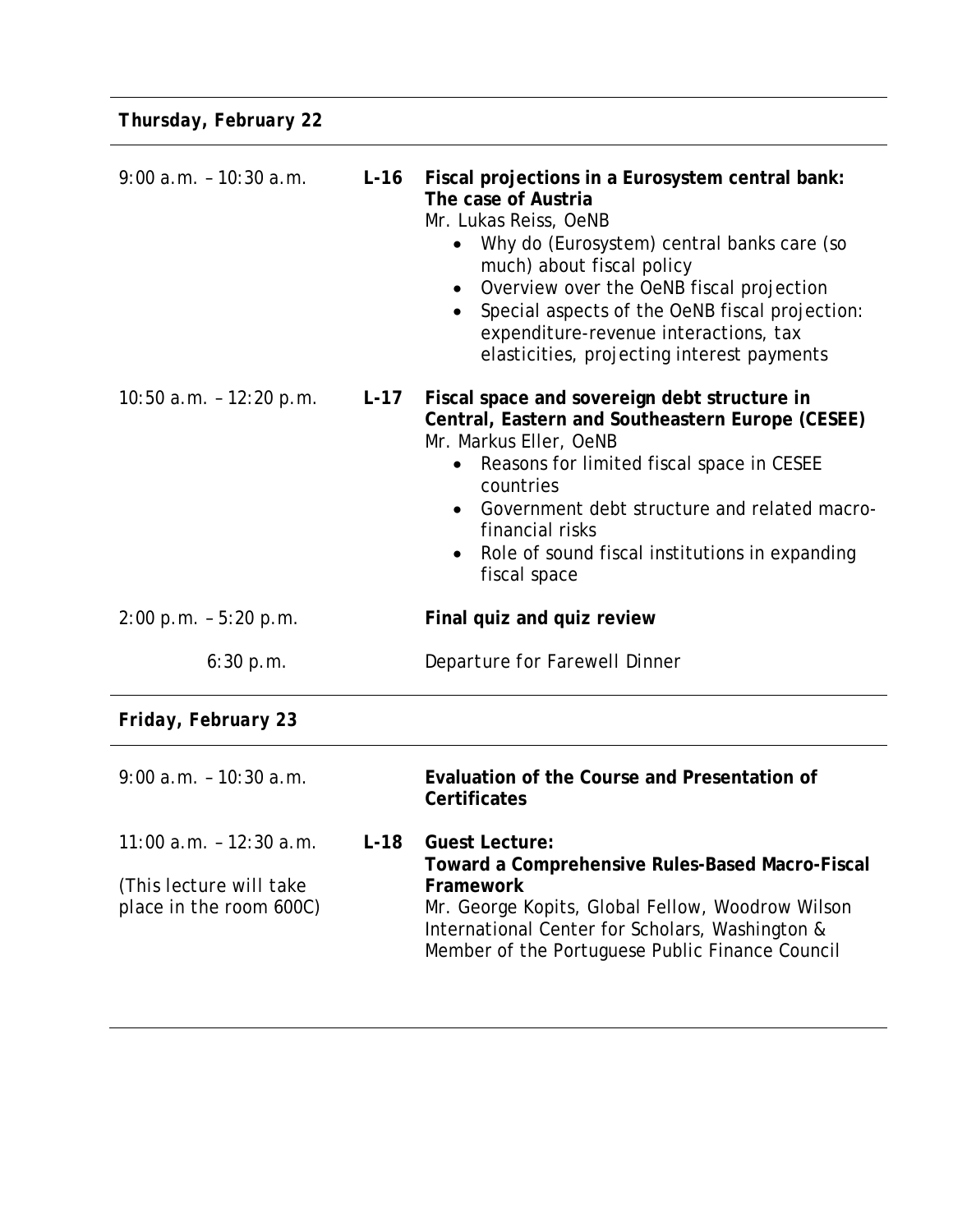***Thursday, February 22***

| | | |
|---|---|---|
| 9:00 a.m. – 10:30 a.m. | **L-16** | **Fiscal projections in a Eurosystem central bank: The case of Austria**<br>Mr. Lukas Reiss, OeNB<br>• Why do (Eurosystem) central banks care (so much) about fiscal policy<br>• Overview over the OeNB fiscal projection<br>• Special aspects of the OeNB fiscal projection: expenditure-revenue interactions, tax elasticities, projecting interest payments |
| 10:50 a.m. – 12:20 p.m. | **L-17** | **Fiscal space and sovereign debt structure in Central, Eastern and Southeastern Europe (CESEE)**<br>Mr. Markus Eller, OeNB<br>• Reasons for limited fiscal space in CESEE countries<br>• Government debt structure and related macro-financial risks<br>• Role of sound fiscal institutions in expanding fiscal space |
| 2:00 p.m. – 5:20 p.m. | | **Final quiz and quiz review** |
| 6:30 p.m. | | *Departure for Farewell Dinner* |

***Friday, February 23***

| | | |
|---|---|---|
| 9:00 a.m. – 10:30 a.m. | | **Evaluation of the Course and Presentation of Certificates** |
| 11:00 a.m. – 12:30 a.m.<br><br>*(This lecture will take place in the room 600C)* | **L-18** | **Guest Lecture:**<br>**Toward a Comprehensive Rules-Based Macro-Fiscal Framework**<br>Mr. George Kopits, Global Fellow, Woodrow Wilson International Center for Scholars, Washington & Member of the Portuguese Public Finance Council |